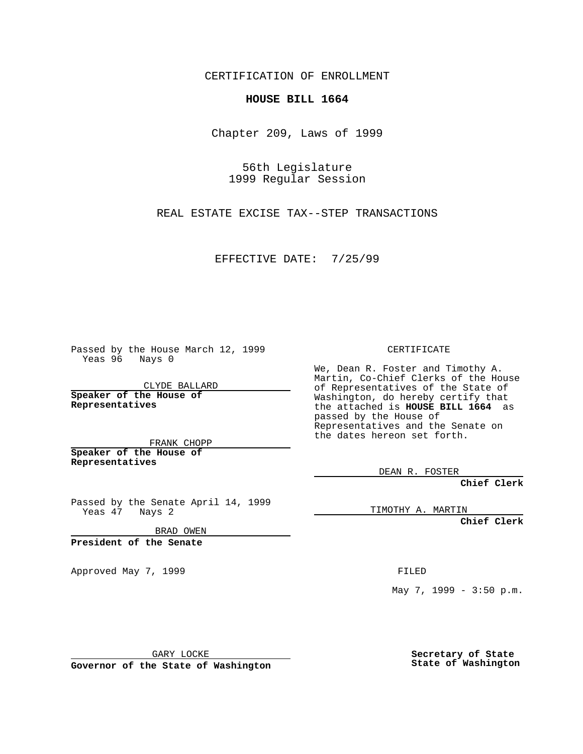CERTIFICATION OF ENROLLMENT

**HOUSE BILL 1664**

Chapter 209, Laws of 1999

56th Legislature
1999 Regular Session

REAL ESTATE EXCISE TAX--STEP TRANSACTIONS

EFFECTIVE DATE: 7/25/99

Passed by the House March 12, 1999
Yeas 96 Nays 0

CLYDE BALLARD

**Speaker of the House of Representatives**

FRANK CHOPP

**Speaker of the House of Representatives**

Passed by the Senate April 14, 1999
Yeas 47 Nays 2

BRAD OWEN

**President of the Senate**

Approved May 7, 1999

GARY LOCKE

**Governor of the State of Washington**

CERTIFICATE

We, Dean R. Foster and Timothy A. Martin, Co-Chief Clerks of the House of Representatives of the State of Washington, do hereby certify that the attached is **HOUSE BILL 1664** as passed by the House of Representatives and the Senate on the dates hereon set forth.

DEAN R. FOSTER

**Chief Clerk**

TIMOTHY A. MARTIN

**Chief Clerk**

FILED

May 7, 1999 - 3:50 p.m.

**Secretary of State**
**State of Washington**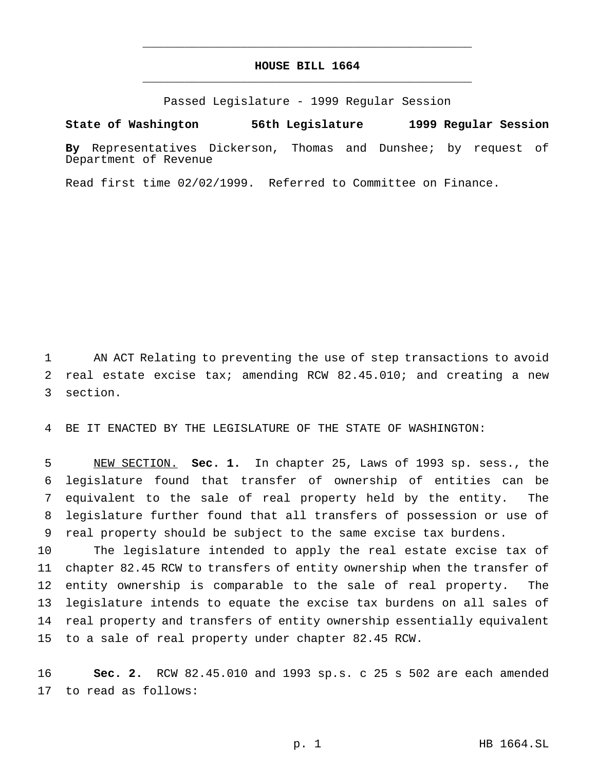# HOUSE BILL 1664

Passed Legislature - 1999 Regular Session

**State of Washington 56th Legislature 1999 Regular Session**

**By** Representatives Dickerson, Thomas and Dunshee; by request of Department of Revenue

Read first time 02/02/1999. Referred to Committee on Finance.

AN ACT Relating to preventing the use of step transactions to avoid real estate excise tax; amending RCW 82.45.010; and creating a new section.

BE IT ENACTED BY THE LEGISLATURE OF THE STATE OF WASHINGTON:

NEW SECTION. **Sec. 1.** In chapter 25, Laws of 1993 sp. sess., the legislature found that transfer of ownership of entities can be equivalent to the sale of real property held by the entity. The legislature further found that all transfers of possession or use of real property should be subject to the same excise tax burdens.

The legislature intended to apply the real estate excise tax of chapter 82.45 RCW to transfers of entity ownership when the transfer of entity ownership is comparable to the sale of real property. The legislature intends to equate the excise tax burdens on all sales of real property and transfers of entity ownership essentially equivalent to a sale of real property under chapter 82.45 RCW.

**Sec. 2.** RCW 82.45.010 and 1993 sp.s. c 25 s 502 are each amended to read as follows: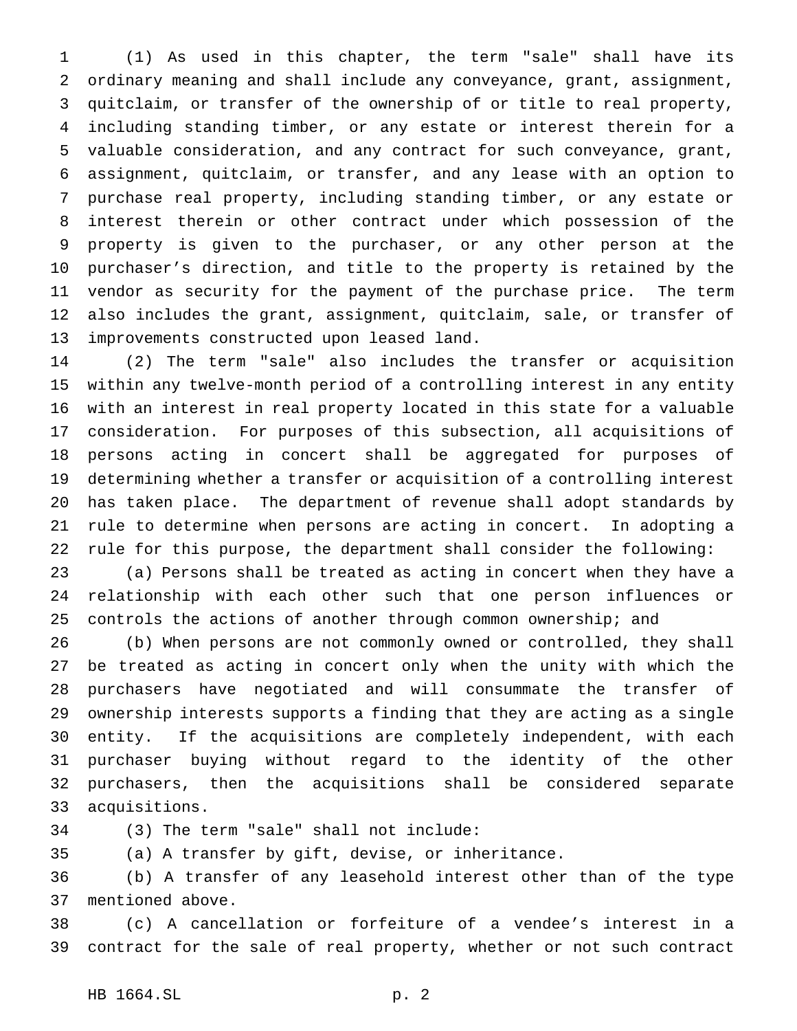(1) As used in this chapter, the term "sale" shall have its ordinary meaning and shall include any conveyance, grant, assignment, quitclaim, or transfer of the ownership of or title to real property, including standing timber, or any estate or interest therein for a valuable consideration, and any contract for such conveyance, grant, assignment, quitclaim, or transfer, and any lease with an option to purchase real property, including standing timber, or any estate or interest therein or other contract under which possession of the property is given to the purchaser, or any other person at the purchaser's direction, and title to the property is retained by the vendor as security for the payment of the purchase price. The term also includes the grant, assignment, quitclaim, sale, or transfer of improvements constructed upon leased land.

(2) The term "sale" also includes the transfer or acquisition within any twelve-month period of a controlling interest in any entity with an interest in real property located in this state for a valuable consideration. For purposes of this subsection, all acquisitions of persons acting in concert shall be aggregated for purposes of determining whether a transfer or acquisition of a controlling interest has taken place. The department of revenue shall adopt standards by rule to determine when persons are acting in concert. In adopting a rule for this purpose, the department shall consider the following:

(a) Persons shall be treated as acting in concert when they have a relationship with each other such that one person influences or controls the actions of another through common ownership; and

(b) When persons are not commonly owned or controlled, they shall be treated as acting in concert only when the unity with which the purchasers have negotiated and will consummate the transfer of ownership interests supports a finding that they are acting as a single entity. If the acquisitions are completely independent, with each purchaser buying without regard to the identity of the other purchasers, then the acquisitions shall be considered separate acquisitions.

(3) The term "sale" shall not include:

(a) A transfer by gift, devise, or inheritance.

(b) A transfer of any leasehold interest other than of the type mentioned above.

(c) A cancellation or forfeiture of a vendee's interest in a contract for the sale of real property, whether or not such contract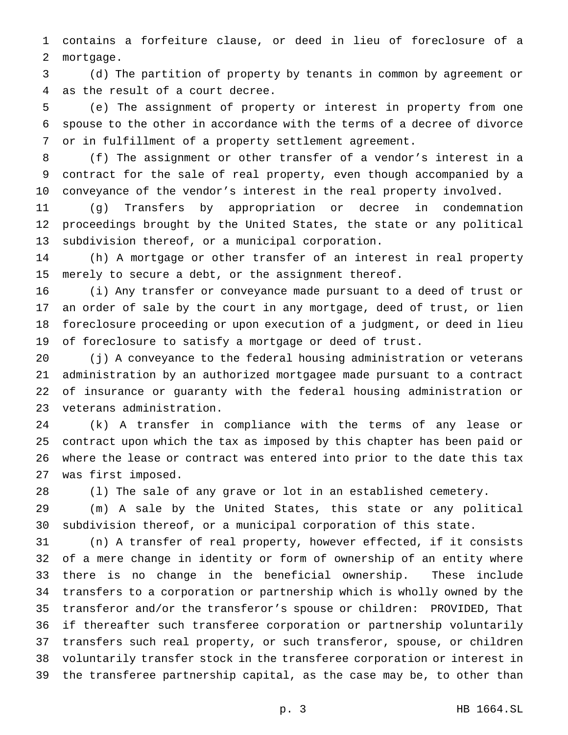contains a forfeiture clause, or deed in lieu of foreclosure of a mortgage.

(d) The partition of property by tenants in common by agreement or as the result of a court decree.

(e) The assignment of property or interest in property from one spouse to the other in accordance with the terms of a decree of divorce or in fulfillment of a property settlement agreement.

(f) The assignment or other transfer of a vendor's interest in a contract for the sale of real property, even though accompanied by a conveyance of the vendor's interest in the real property involved.

(g) Transfers by appropriation or decree in condemnation proceedings brought by the United States, the state or any political subdivision thereof, or a municipal corporation.

(h) A mortgage or other transfer of an interest in real property merely to secure a debt, or the assignment thereof.

(i) Any transfer or conveyance made pursuant to a deed of trust or an order of sale by the court in any mortgage, deed of trust, or lien foreclosure proceeding or upon execution of a judgment, or deed in lieu of foreclosure to satisfy a mortgage or deed of trust.

(j) A conveyance to the federal housing administration or veterans administration by an authorized mortgagee made pursuant to a contract of insurance or guaranty with the federal housing administration or veterans administration.

(k) A transfer in compliance with the terms of any lease or contract upon which the tax as imposed by this chapter has been paid or where the lease or contract was entered into prior to the date this tax was first imposed.

(l) The sale of any grave or lot in an established cemetery.

(m) A sale by the United States, this state or any political subdivision thereof, or a municipal corporation of this state.

(n) A transfer of real property, however effected, if it consists of a mere change in identity or form of ownership of an entity where there is no change in the beneficial ownership. These include transfers to a corporation or partnership which is wholly owned by the transferor and/or the transferor's spouse or children: PROVIDED, That if thereafter such transferee corporation or partnership voluntarily transfers such real property, or such transferor, spouse, or children voluntarily transfer stock in the transferee corporation or interest in the transferee partnership capital, as the case may be, to other than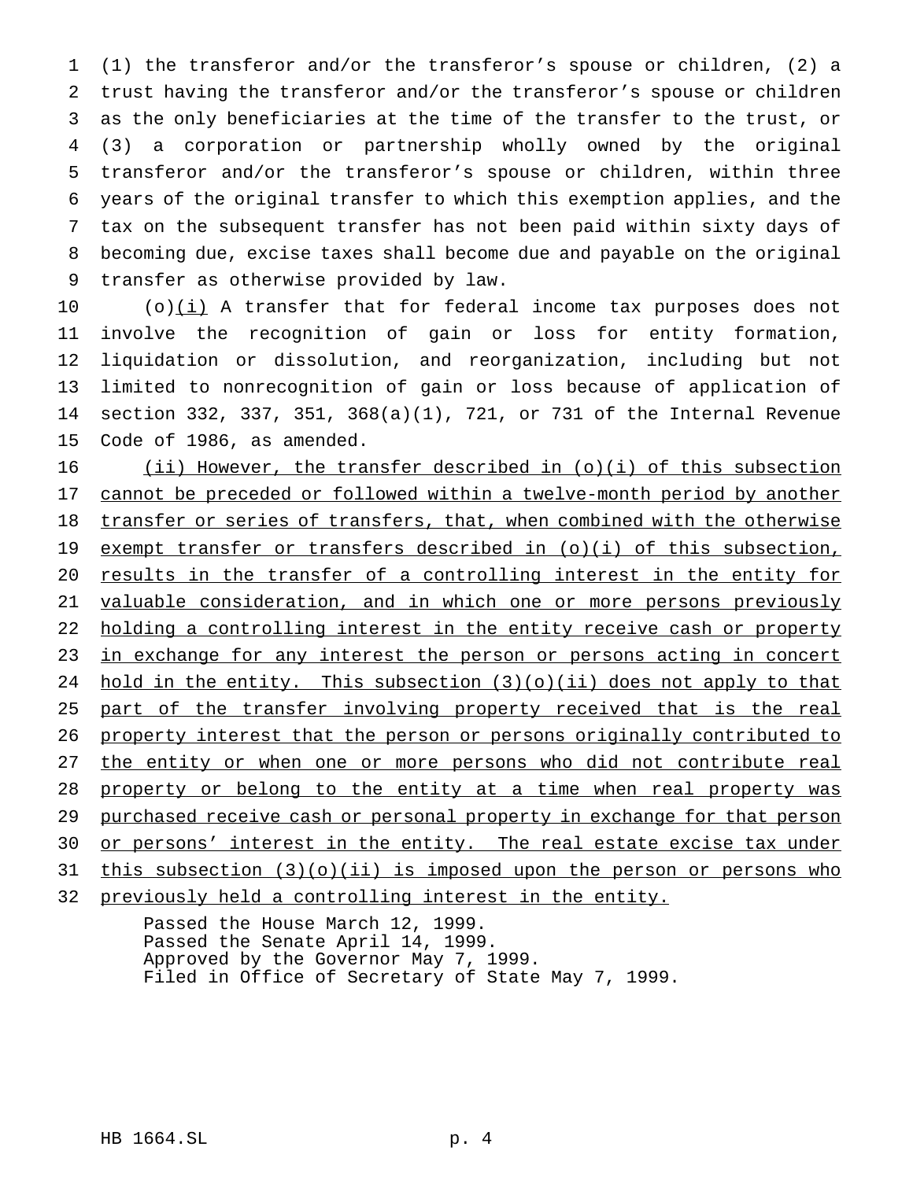(1) the transferor and/or the transferor's spouse or children, (2) a trust having the transferor and/or the transferor's spouse or children as the only beneficiaries at the time of the transfer to the trust, or (3) a corporation or partnership wholly owned by the original transferor and/or the transferor's spouse or children, within three years of the original transfer to which this exemption applies, and the tax on the subsequent transfer has not been paid within sixty days of becoming due, excise taxes shall become due and payable on the original transfer as otherwise provided by law.

(o)<u>(i)</u> A transfer that for federal income tax purposes does not involve the recognition of gain or loss for entity formation, liquidation or dissolution, and reorganization, including but not limited to nonrecognition of gain or loss because of application of section 332, 337, 351, 368(a)(1), 721, or 731 of the Internal Revenue Code of 1986, as amended.

<u>(ii) However, the transfer described in (o)(i) of this subsection cannot be preceded or followed within a twelve-month period by another transfer or series of transfers, that, when combined with the otherwise exempt transfer or transfers described in (o)(i) of this subsection, results in the transfer of a controlling interest in the entity for valuable consideration, and in which one or more persons previously holding a controlling interest in the entity receive cash or property in exchange for any interest the person or persons acting in concert hold in the entity. This subsection (3)(o)(ii) does not apply to that part of the transfer involving property received that is the real property interest that the person or persons originally contributed to the entity or when one or more persons who did not contribute real property or belong to the entity at a time when real property was purchased receive cash or personal property in exchange for that person or persons' interest in the entity. The real estate excise tax under this subsection (3)(o)(ii) is imposed upon the person or persons who previously held a controlling interest in the entity.</u>

Passed the House March 12, 1999.
Passed the Senate April 14, 1999.
Approved by the Governor May 7, 1999.
Filed in Office of Secretary of State May 7, 1999.